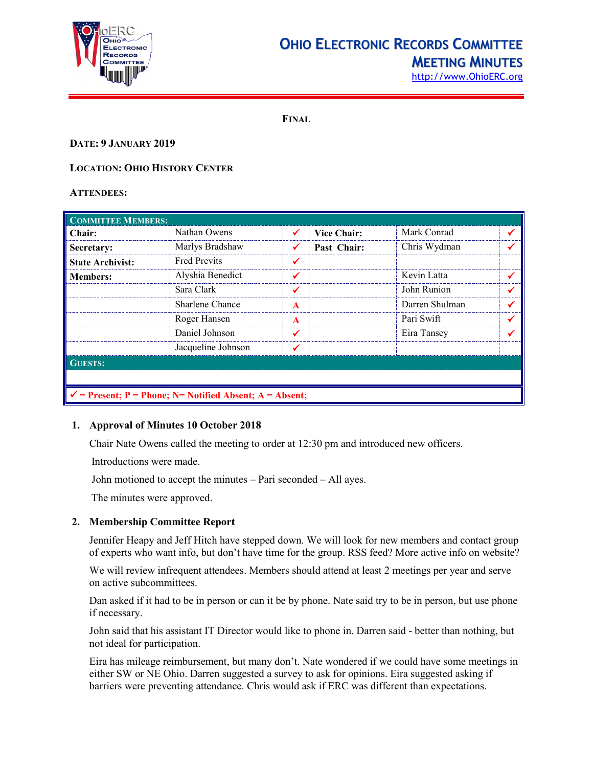# Ohio Electronic Records Committee
## Meeting Minutes

http://www.OhioERC.org

**FINAL**

**DATE: 9 JANUARY 2019**

**LOCATION: OHIO HISTORY CENTER**

**ATTENDEES:**

| COMMITTEE MEMBERS: | | | | | |
|---|---|---|---|---|---|
| **Chair:** | Nathan Owens | ✓ | **Vice Chair:** | Mark Conrad | ✓ |
| **Secretary:** | Marlys Bradshaw | ✓ | **Past Chair:** | Chris Wydman | ✓ |
| **State Archivist:** | Fred Previts | ✓ | | | |
| **Members:** | Alyshia Benedict | ✓ | | Kevin Latta | ✓ |
| | Sara Clark | ✓ | | John Runion | ✓ |
| | Sharlene Chance | A | | Darren Shulman | ✓ |
| | Roger Hansen | A | | Pari Swift | ✓ |
| | Daniel Johnson | ✓ | | Eira Tansey | ✓ |
| | Jacqueline Johnson | ✓ | | | |
| **GUESTS:** | | | | | |
| | | | | | |
| ✓ = Present; P = Phone; N= Notified Absent; A = Absent; | | | | | |

1. **Approval of Minutes 10 October 2018**

   Chair Nate Owens called the meeting to order at 12:30 pm and introduced new officers.

   Introductions were made.

   John motioned to accept the minutes – Pari seconded – All ayes.

   The minutes were approved.

2. **Membership Committee Report**

   Jennifer Heapy and Jeff Hitch have stepped down. We will look for new members and contact group of experts who want info, but don't have time for the group. RSS feed? More active info on website?

   We will review infrequent attendees. Members should attend at least 2 meetings per year and serve on active subcommittees.

   Dan asked if it had to be in person or can it be by phone. Nate said try to be in person, but use phone if necessary.

   John said that his assistant IT Director would like to phone in. Darren said - better than nothing, but not ideal for participation.

   Eira has mileage reimbursement, but many don't. Nate wondered if we could have some meetings in either SW or NE Ohio. Darren suggested a survey to ask for opinions. Eira suggested asking if barriers were preventing attendance. Chris would ask if ERC was different than expectations.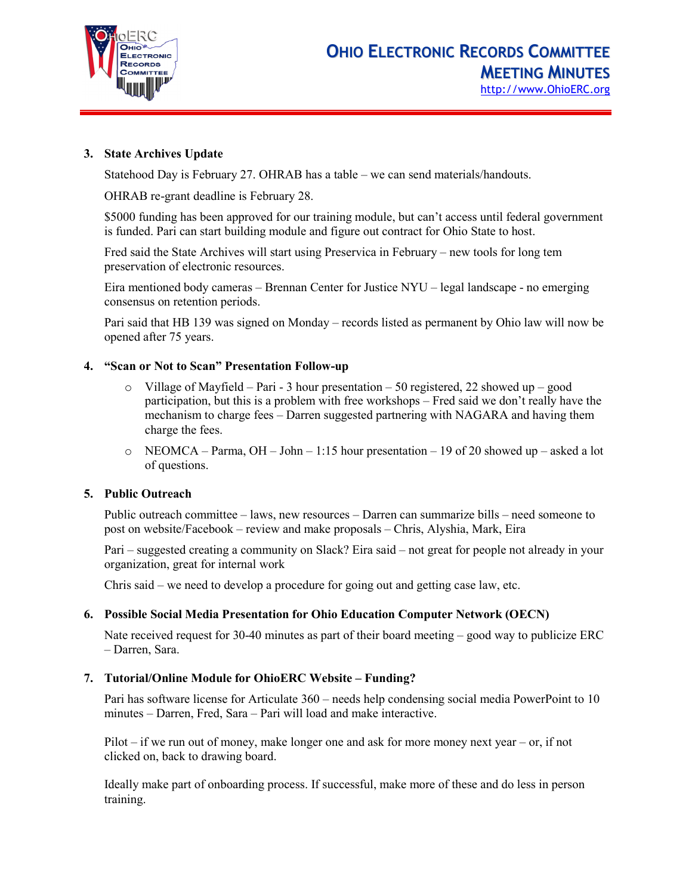3. **State Archives Update**

   Statehood Day is February 27. OHRAB has a table – we can send materials/handouts.

   OHRAB re-grant deadline is February 28.

   $5000 funding has been approved for our training module, but can't access until federal government is funded. Pari can start building module and figure out contract for Ohio State to host.

   Fred said the State Archives will start using Preservica in February – new tools for long tem preservation of electronic resources.

   Eira mentioned body cameras – Brennan Center for Justice NYU – legal landscape - no emerging consensus on retention periods.

   Pari said that HB 139 was signed on Monday – records listed as permanent by Ohio law will now be opened after 75 years.

4. **"Scan or Not to Scan" Presentation Follow-up**

   - Village of Mayfield – Pari - 3 hour presentation – 50 registered, 22 showed up – good participation, but this is a problem with free workshops – Fred said we don't really have the mechanism to charge fees – Darren suggested partnering with NAGARA and having them charge the fees.
   - NEOMCA – Parma, OH – John – 1:15 hour presentation – 19 of 20 showed up – asked a lot of questions.

5. **Public Outreach**

   Public outreach committee – laws, new resources – Darren can summarize bills – need someone to post on website/Facebook – review and make proposals – Chris, Alyshia, Mark, Eira

   Pari – suggested creating a community on Slack? Eira said – not great for people not already in your organization, great for internal work

   Chris said – we need to develop a procedure for going out and getting case law, etc.

6. **Possible Social Media Presentation for Ohio Education Computer Network (OECN)**

   Nate received request for 30-40 minutes as part of their board meeting – good way to publicize ERC – Darren, Sara.

7. **Tutorial/Online Module for OhioERC Website – Funding?**

   Pari has software license for Articulate 360 – needs help condensing social media PowerPoint to 10 minutes – Darren, Fred, Sara – Pari will load and make interactive.

   Pilot – if we run out of money, make longer one and ask for more money next year – or, if not clicked on, back to drawing board.

   Ideally make part of onboarding process. If successful, make more of these and do less in person training.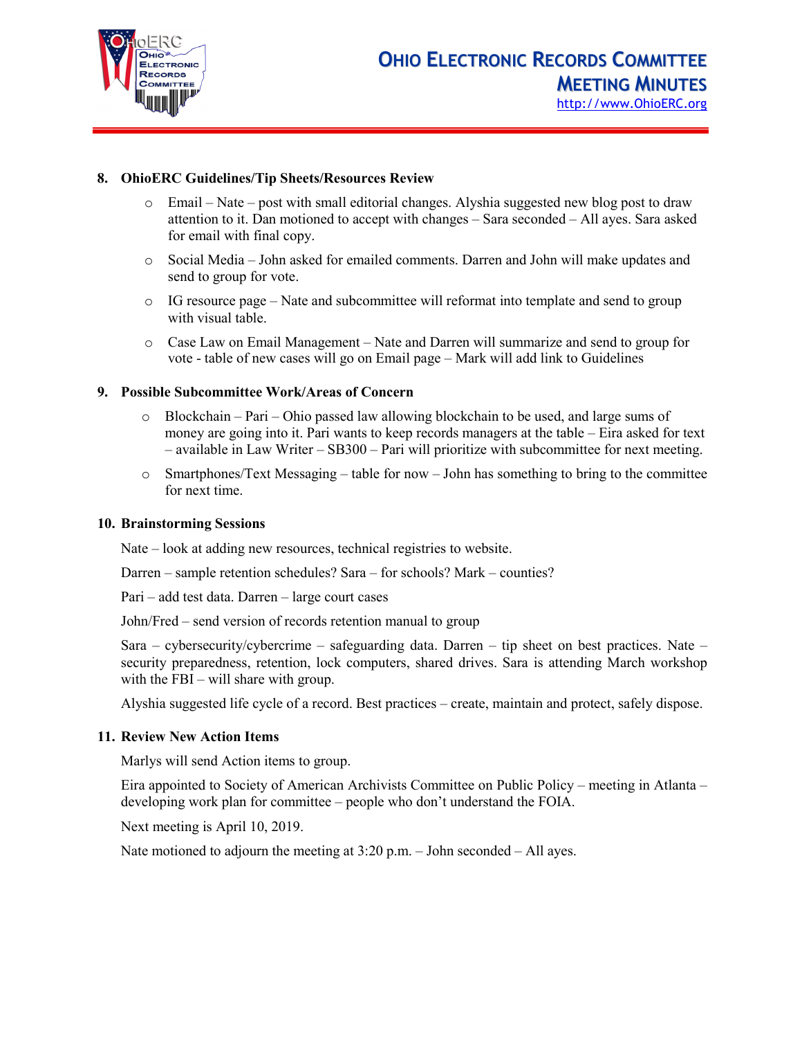## 8. OhioERC Guidelines/Tip Sheets/Resources Review

- Email – Nate – post with small editorial changes. Alyshia suggested new blog post to draw attention to it. Dan motioned to accept with changes – Sara seconded – All ayes. Sara asked for email with final copy.
- Social Media – John asked for emailed comments. Darren and John will make updates and send to group for vote.
- IG resource page – Nate and subcommittee will reformat into template and send to group with visual table.
- Case Law on Email Management – Nate and Darren will summarize and send to group for vote - table of new cases will go on Email page – Mark will add link to Guidelines

## 9. Possible Subcommittee Work/Areas of Concern

- Blockchain – Pari – Ohio passed law allowing blockchain to be used, and large sums of money are going into it. Pari wants to keep records managers at the table – Eira asked for text – available in Law Writer – SB300 – Pari will prioritize with subcommittee for next meeting.
- Smartphones/Text Messaging – table for now – John has something to bring to the committee for next time.

## 10. Brainstorming Sessions

Nate – look at adding new resources, technical registries to website.

Darren – sample retention schedules? Sara – for schools? Mark – counties?

Pari – add test data. Darren – large court cases

John/Fred – send version of records retention manual to group

Sara – cybersecurity/cybercrime – safeguarding data. Darren – tip sheet on best practices. Nate – security preparedness, retention, lock computers, shared drives. Sara is attending March workshop with the FBI – will share with group.

Alyshia suggested life cycle of a record. Best practices – create, maintain and protect, safely dispose.

## 11. Review New Action Items

Marlys will send Action items to group.

Eira appointed to Society of American Archivists Committee on Public Policy – meeting in Atlanta – developing work plan for committee – people who don't understand the FOIA.

Next meeting is April 10, 2019.

Nate motioned to adjourn the meeting at 3:20 p.m. – John seconded – All ayes.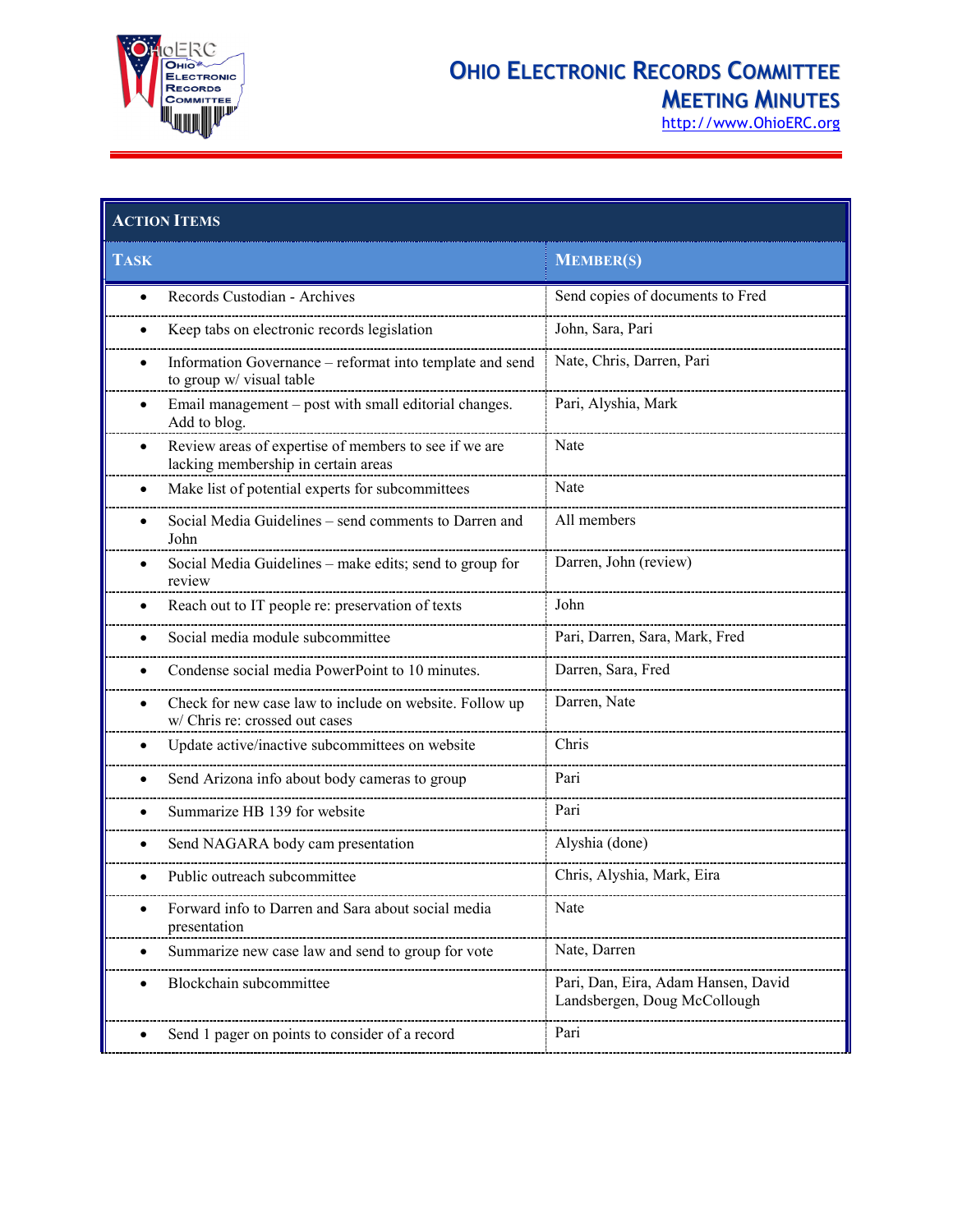| Action Items | |
|---|---|
| **Task** | **Member(s)** |
| • Records Custodian - Archives | Send copies of documents to Fred |
| • Keep tabs on electronic records legislation | John, Sara, Pari |
| • Information Governance – reformat into template and send to group w/ visual table | Nate, Chris, Darren, Pari |
| • Email management – post with small editorial changes. Add to blog. | Pari, Alyshia, Mark |
| • Review areas of expertise of members to see if we are lacking membership in certain areas | Nate |
| • Make list of potential experts for subcommittees | Nate |
| • Social Media Guidelines – send comments to Darren and John | All members |
| • Social Media Guidelines – make edits; send to group for review | Darren, John (review) |
| • Reach out to IT people re: preservation of texts | John |
| • Social media module subcommittee | Pari, Darren, Sara, Mark, Fred |
| • Condense social media PowerPoint to 10 minutes. | Darren, Sara, Fred |
| • Check for new case law to include on website. Follow up w/ Chris re: crossed out cases | Darren, Nate |
| • Update active/inactive subcommittees on website | Chris |
| • Send Arizona info about body cameras to group | Pari |
| • Summarize HB 139 for website | Pari |
| • Send NAGARA body cam presentation | Alyshia (done) |
| • Public outreach subcommittee | Chris, Alyshia, Mark, Eira |
| • Forward info to Darren and Sara about social media presentation | Nate |
| • Summarize new case law and send to group for vote | Nate, Darren |
| • Blockchain subcommittee | Pari, Dan, Eira, Adam Hansen, David Landsbergen, Doug McCollough |
| • Send 1 pager on points to consider of a record | Pari |